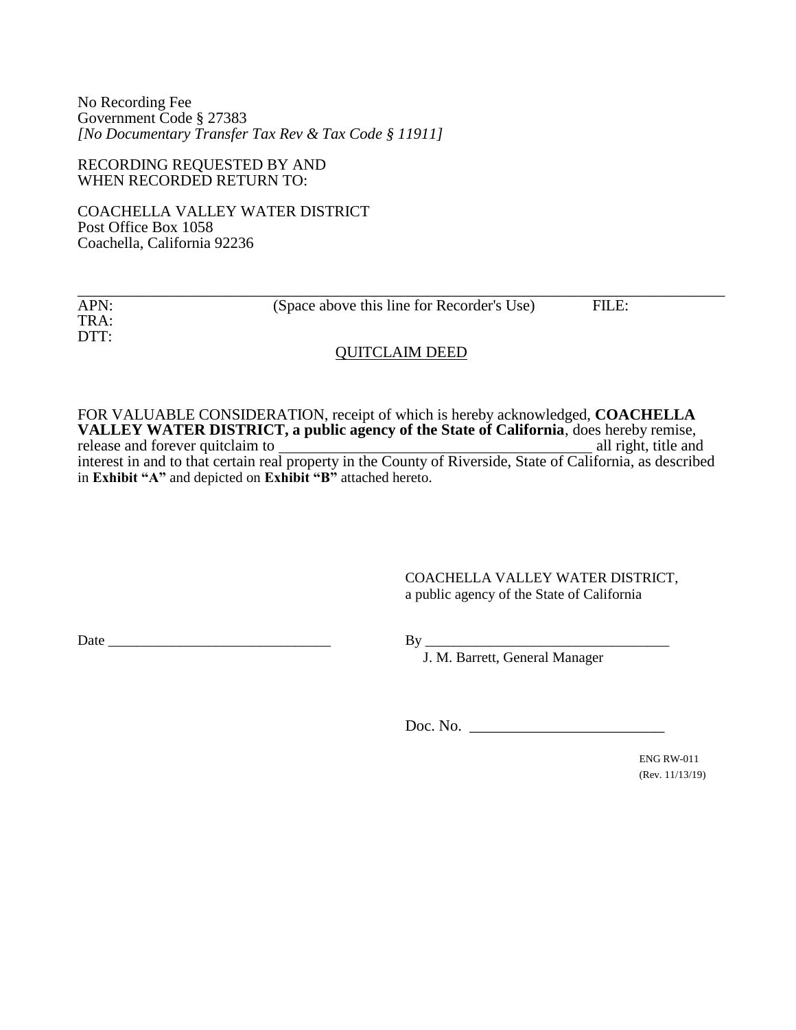No Recording Fee
Government Code § 27383
*[No Documentary Transfer Tax Rev & Tax Code § 11911]*

RECORDING REQUESTED BY AND
WHEN RECORDED RETURN TO:

COACHELLA VALLEY WATER DISTRICT
Post Office Box 1058
Coachella, California 92236

---

APN: (Space above this line for Recorder's Use) FILE:
TRA:
DTT:

QUITCLAIM DEED

FOR VALUABLE CONSIDERATION, receipt of which is hereby acknowledged, **COACHELLA VALLEY WATER DISTRICT, a public agency of the State of California**, does hereby remise, release and forever quitclaim to ________________________________________ all right, title and interest in and to that certain real property in the County of Riverside, State of California, as described in **Exhibit "A"** and depicted on **Exhibit "B"** attached hereto.

COACHELLA VALLEY WATER DISTRICT,
a public agency of the State of California

Date ______________________________

By _________________________________
J. M. Barrett, General Manager

Doc. No. _________________________

ENG RW-011
(Rev. 11/13/19)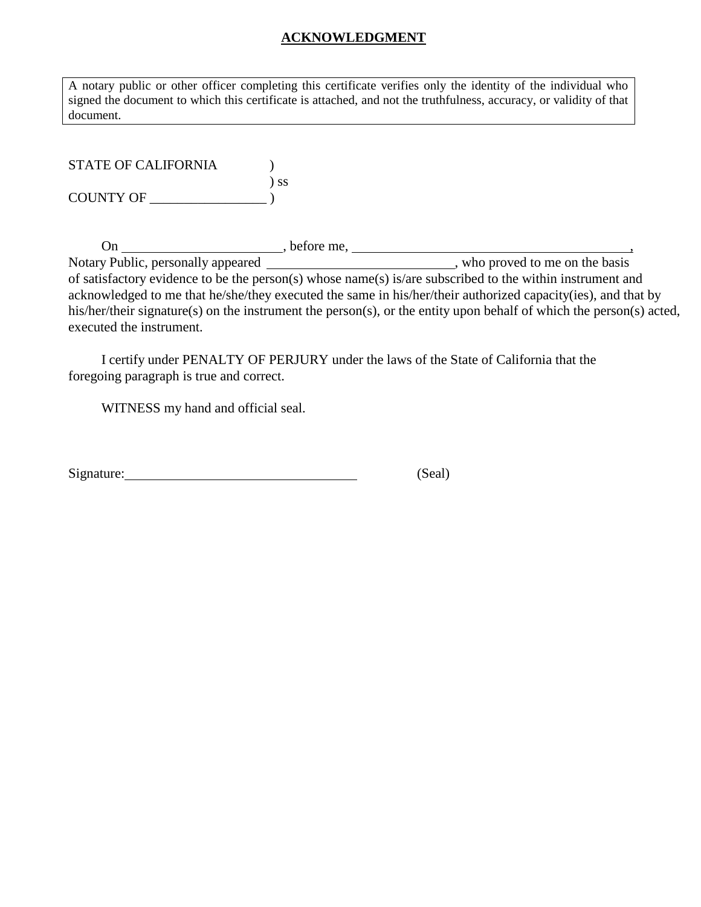# **ACKNOWLEDGMENT**

> A notary public or other officer completing this certificate verifies only the identity of the individual who signed the document to which this certificate is attached, and not the truthfulness, accuracy, or validity of that document.

STATE OF CALIFORNIA )
) ss
COUNTY OF _________________ )

On _______________________, before me, _________________________________________, Notary Public, personally appeared ___________________________, who proved to me on the basis of satisfactory evidence to be the person(s) whose name(s) is/are subscribed to the within instrument and acknowledged to me that he/she/they executed the same in his/her/their authorized capacity(ies), and that by his/her/their signature(s) on the instrument the person(s), or the entity upon behalf of which the person(s) acted, executed the instrument.

I certify under PENALTY OF PERJURY under the laws of the State of California that the foregoing paragraph is true and correct.

WITNESS my hand and official seal.

Signature:__________________________________ (Seal)